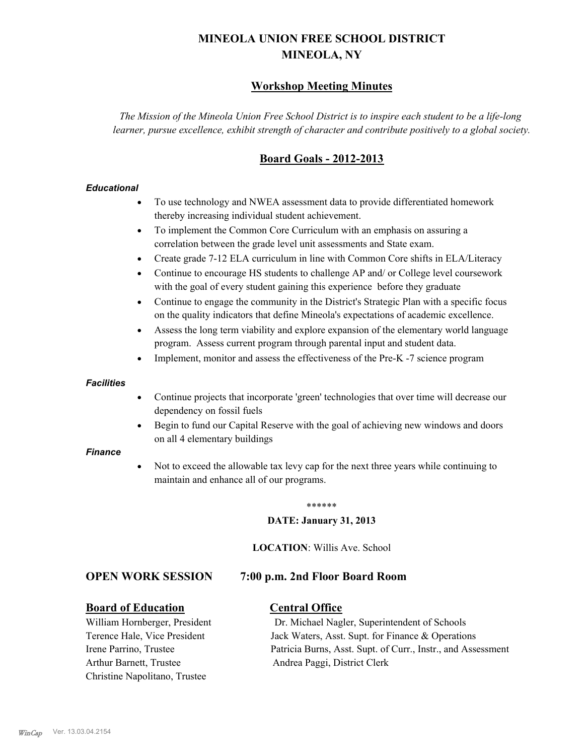# MINEOLA UNION FREE SCHOOL DISTRICT
# MINEOLA, NY

## Workshop Meeting Minutes

*The Mission of the Mineola Union Free School District is to inspire each student to be a life-long learner, pursue excellence, exhibit strength of character and contribute positively to a global society.*

## Board Goals - 2012-2013

***Educational***

- To use technology and NWEA assessment data to provide differentiated homework thereby increasing individual student achievement.
- To implement the Common Core Curriculum with an emphasis on assuring a correlation between the grade level unit assessments and State exam.
- Create grade 7-12 ELA curriculum in line with Common Core shifts in ELA/Literacy
- Continue to encourage HS students to challenge AP and/ or College level coursework with the goal of every student gaining this experience before they graduate
- Continue to engage the community in the District's Strategic Plan with a specific focus on the quality indicators that define Mineola's expectations of academic excellence.
- Assess the long term viability and explore expansion of the elementary world language program. Assess current program through parental input and student data.
- Implement, monitor and assess the effectiveness of the Pre-K -7 science program

***Facilities***

- Continue projects that incorporate 'green' technologies that over time will decrease our dependency on fossil fuels
- Begin to fund our Capital Reserve with the goal of achieving new windows and doors on all 4 elementary buildings

***Finance***

- Not to exceed the allowable tax levy cap for the next three years while continuing to maintain and enhance all of our programs.

******

**DATE: January 31, 2013**

**LOCATION**: Willis Ave. School

**OPEN WORK SESSION 7:00 p.m. 2nd Floor Board Room**

**Board of Education**

William Hornberger, President
Terence Hale, Vice President
Irene Parrino, Trustee
Arthur Barnett, Trustee
Christine Napolitano, Trustee

**Central Office**

Dr. Michael Nagler, Superintendent of Schools
Jack Waters, Asst. Supt. for Finance & Operations
Patricia Burns, Asst. Supt. of Curr., Instr., and Assessment
Andrea Paggi, District Clerk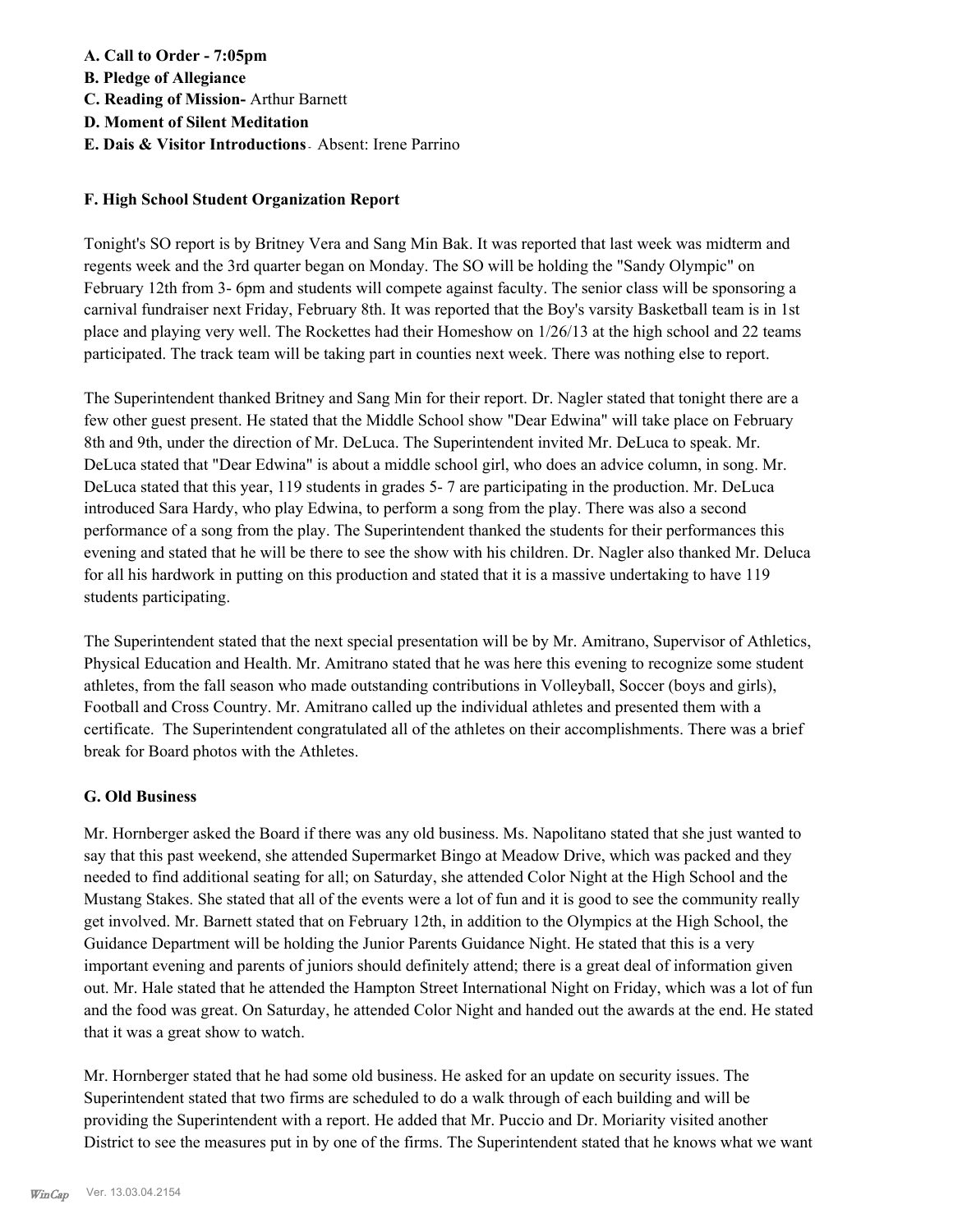**A. Call to Order - 7:05pm**

**B. Pledge of Allegiance**

**C. Reading of Mission-** Arthur Barnett

**D. Moment of Silent Meditation**

**E. Dais & Visitor Introductions** - Absent: Irene Parrino

**F. High School Student Organization Report**

Tonight's SO report is by Britney Vera and Sang Min Bak. It was reported that last week was midterm and regents week and the 3rd quarter began on Monday. The SO will be holding the "Sandy Olympic" on February 12th from 3- 6pm and students will compete against faculty. The senior class will be sponsoring a carnival fundraiser next Friday, February 8th. It was reported that the Boy's varsity Basketball team is in 1st place and playing very well. The Rockettes had their Homeshow on 1/26/13 at the high school and 22 teams participated. The track team will be taking part in counties next week. There was nothing else to report.

The Superintendent thanked Britney and Sang Min for their report. Dr. Nagler stated that tonight there are a few other guest present. He stated that the Middle School show "Dear Edwina" will take place on February 8th and 9th, under the direction of Mr. DeLuca. The Superintendent invited Mr. DeLuca to speak. Mr. DeLuca stated that "Dear Edwina" is about a middle school girl, who does an advice column, in song. Mr. DeLuca stated that this year, 119 students in grades 5- 7 are participating in the production. Mr. DeLuca introduced Sara Hardy, who play Edwina, to perform a song from the play. There was also a second performance of a song from the play. The Superintendent thanked the students for their performances this evening and stated that he will be there to see the show with his children. Dr. Nagler also thanked Mr. Deluca for all his hardwork in putting on this production and stated that it is a massive undertaking to have 119 students participating.

The Superintendent stated that the next special presentation will be by Mr. Amitrano, Supervisor of Athletics, Physical Education and Health. Mr. Amitrano stated that he was here this evening to recognize some student athletes, from the fall season who made outstanding contributions in Volleyball, Soccer (boys and girls), Football and Cross Country. Mr. Amitrano called up the individual athletes and presented them with a certificate. The Superintendent congratulated all of the athletes on their accomplishments. There was a brief break for Board photos with the Athletes.

**G. Old Business**

Mr. Hornberger asked the Board if there was any old business. Ms. Napolitano stated that she just wanted to say that this past weekend, she attended Supermarket Bingo at Meadow Drive, which was packed and they needed to find additional seating for all; on Saturday, she attended Color Night at the High School and the Mustang Stakes. She stated that all of the events were a lot of fun and it is good to see the community really get involved. Mr. Barnett stated that on February 12th, in addition to the Olympics at the High School, the Guidance Department will be holding the Junior Parents Guidance Night. He stated that this is a very important evening and parents of juniors should definitely attend; there is a great deal of information given out. Mr. Hale stated that he attended the Hampton Street International Night on Friday, which was a lot of fun and the food was great. On Saturday, he attended Color Night and handed out the awards at the end. He stated that it was a great show to watch.

Mr. Hornberger stated that he had some old business. He asked for an update on security issues. The Superintendent stated that two firms are scheduled to do a walk through of each building and will be providing the Superintendent with a report. He added that Mr. Puccio and Dr. Moriarity visited another District to see the measures put in by one of the firms. The Superintendent stated that he knows what we want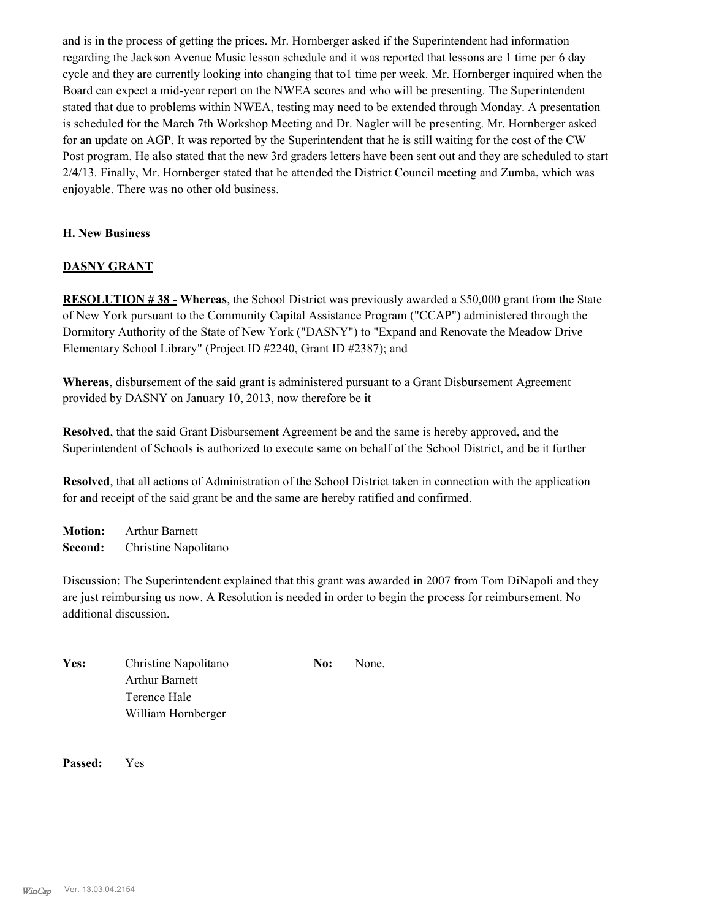and is in the process of getting the prices. Mr. Hornberger asked if the Superintendent had information regarding the Jackson Avenue Music lesson schedule and it was reported that lessons are 1 time per 6 day cycle and they are currently looking into changing that to1 time per week. Mr. Hornberger inquired when the Board can expect a mid-year report on the NWEA scores and who will be presenting. The Superintendent stated that due to problems within NWEA, testing may need to be extended through Monday. A presentation is scheduled for the March 7th Workshop Meeting and Dr. Nagler will be presenting. Mr. Hornberger asked for an update on AGP. It was reported by the Superintendent that he is still waiting for the cost of the CW Post program. He also stated that the new 3rd graders letters have been sent out and they are scheduled to start 2/4/13. Finally, Mr. Hornberger stated that he attended the District Council meeting and Zumba, which was enjoyable. There was no other old business.

### H. New Business

**DASNY GRANT**

**RESOLUTION # 38 - Whereas**, the School District was previously awarded a $50,000 grant from the State of New York pursuant to the Community Capital Assistance Program ("CCAP") administered through the Dormitory Authority of the State of New York ("DASNY") to "Expand and Renovate the Meadow Drive Elementary School Library" (Project ID #2240, Grant ID #2387); and

**Whereas**, disbursement of the said grant is administered pursuant to a Grant Disbursement Agreement provided by DASNY on January 10, 2013, now therefore be it

**Resolved**, that the said Grant Disbursement Agreement be and the same is hereby approved, and the Superintendent of Schools is authorized to execute same on behalf of the School District, and be it further

**Resolved**, that all actions of Administration of the School District taken in connection with the application for and receipt of the said grant be and the same are hereby ratified and confirmed.

**Motion:** Arthur Barnett
**Second:** Christine Napolitano

Discussion: The Superintendent explained that this grant was awarded in 2007 from Tom DiNapoli and they are just reimbursing us now. A Resolution is needed in order to begin the process for reimbursement. No additional discussion.

**Yes:** Christine Napolitano
Arthur Barnett
Terence Hale
William Hornberger

**No:** None.

**Passed:** Yes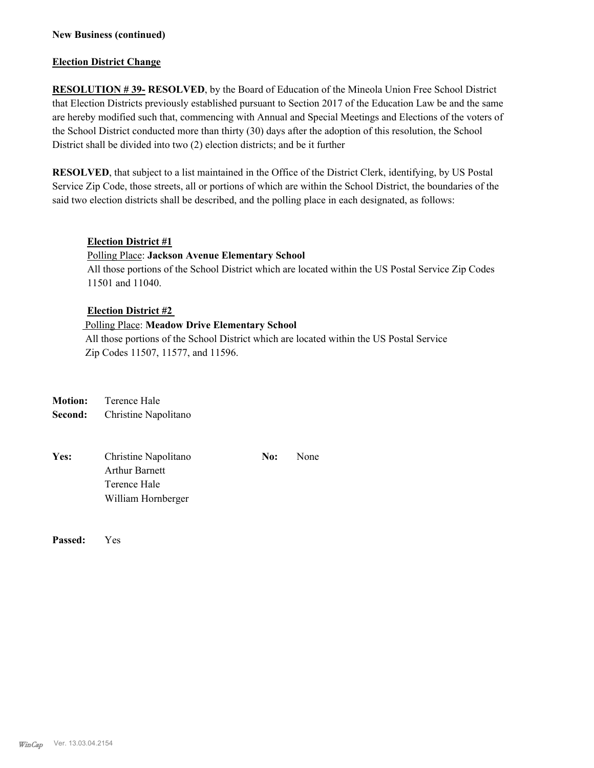**New Business (continued)**

**Election District Change**

**RESOLUTION # 39- RESOLVED**, by the Board of Education of the Mineola Union Free School District that Election Districts previously established pursuant to Section 2017 of the Education Law be and the same are hereby modified such that, commencing with Annual and Special Meetings and Elections of the voters of the School District conducted more than thirty (30) days after the adoption of this resolution, the School District shall be divided into two (2) election districts; and be it further

**RESOLVED**, that subject to a list maintained in the Office of the District Clerk, identifying, by US Postal Service Zip Code, those streets, all or portions of which are within the School District, the boundaries of the said two election districts shall be described, and the polling place in each designated, as follows:

**Election District #1**

Polling Place: **Jackson Avenue Elementary School**

All those portions of the School District which are located within the US Postal Service Zip Codes 11501 and 11040.

**Election District #2**

Polling Place: **Meadow Drive Elementary School**

All those portions of the School District which are located within the US Postal Service Zip Codes 11507, 11577, and 11596.

**Motion:** Terence Hale

**Second:** Christine Napolitano

**Yes:** Christine Napolitano, Arthur Barnett, Terence Hale, William Hornberger

**No:** None

**Passed:** Yes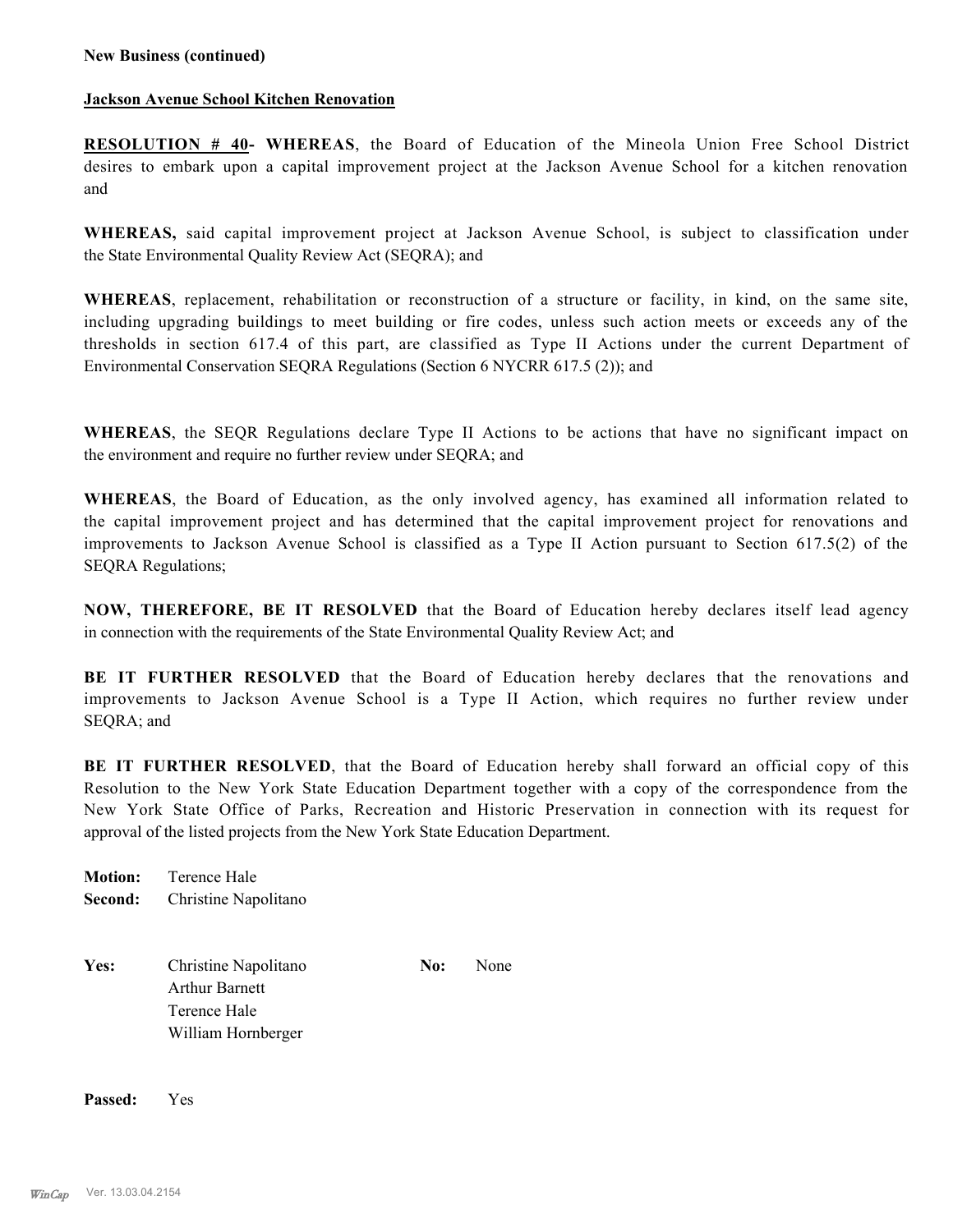**New Business (continued)**

**Jackson Avenue School Kitchen Renovation**

**RESOLUTION # 40- WHEREAS**, the Board of Education of the Mineola Union Free School District desires to embark upon a capital improvement project at the Jackson Avenue School for a kitchen renovation and

**WHEREAS,** said capital improvement project at Jackson Avenue School, is subject to classification under the State Environmental Quality Review Act (SEQRA); and

**WHEREAS**, replacement, rehabilitation or reconstruction of a structure or facility, in kind, on the same site, including upgrading buildings to meet building or fire codes, unless such action meets or exceeds any of the thresholds in section 617.4 of this part, are classified as Type II Actions under the current Department of Environmental Conservation SEQRA Regulations (Section 6 NYCRR 617.5 (2)); and

**WHEREAS**, the SEQR Regulations declare Type II Actions to be actions that have no significant impact on the environment and require no further review under SEQRA; and

**WHEREAS**, the Board of Education, as the only involved agency, has examined all information related to the capital improvement project and has determined that the capital improvement project for renovations and improvements to Jackson Avenue School is classified as a Type II Action pursuant to Section 617.5(2) of the SEQRA Regulations;

**NOW, THEREFORE, BE IT RESOLVED** that the Board of Education hereby declares itself lead agency in connection with the requirements of the State Environmental Quality Review Act; and

**BE IT FURTHER RESOLVED** that the Board of Education hereby declares that the renovations and improvements to Jackson Avenue School is a Type II Action, which requires no further review under SEQRA; and

**BE IT FURTHER RESOLVED**, that the Board of Education hereby shall forward an official copy of this Resolution to the New York State Education Department together with a copy of the correspondence from the New York State Office of Parks, Recreation and Historic Preservation in connection with its request for approval of the listed projects from the New York State Education Department.

**Motion:** Terence Hale
**Second:** Christine Napolitano

**Yes:** Christine Napolitano
Arthur Barnett
Terence Hale
William Hornberger

**No:** None

**Passed:** Yes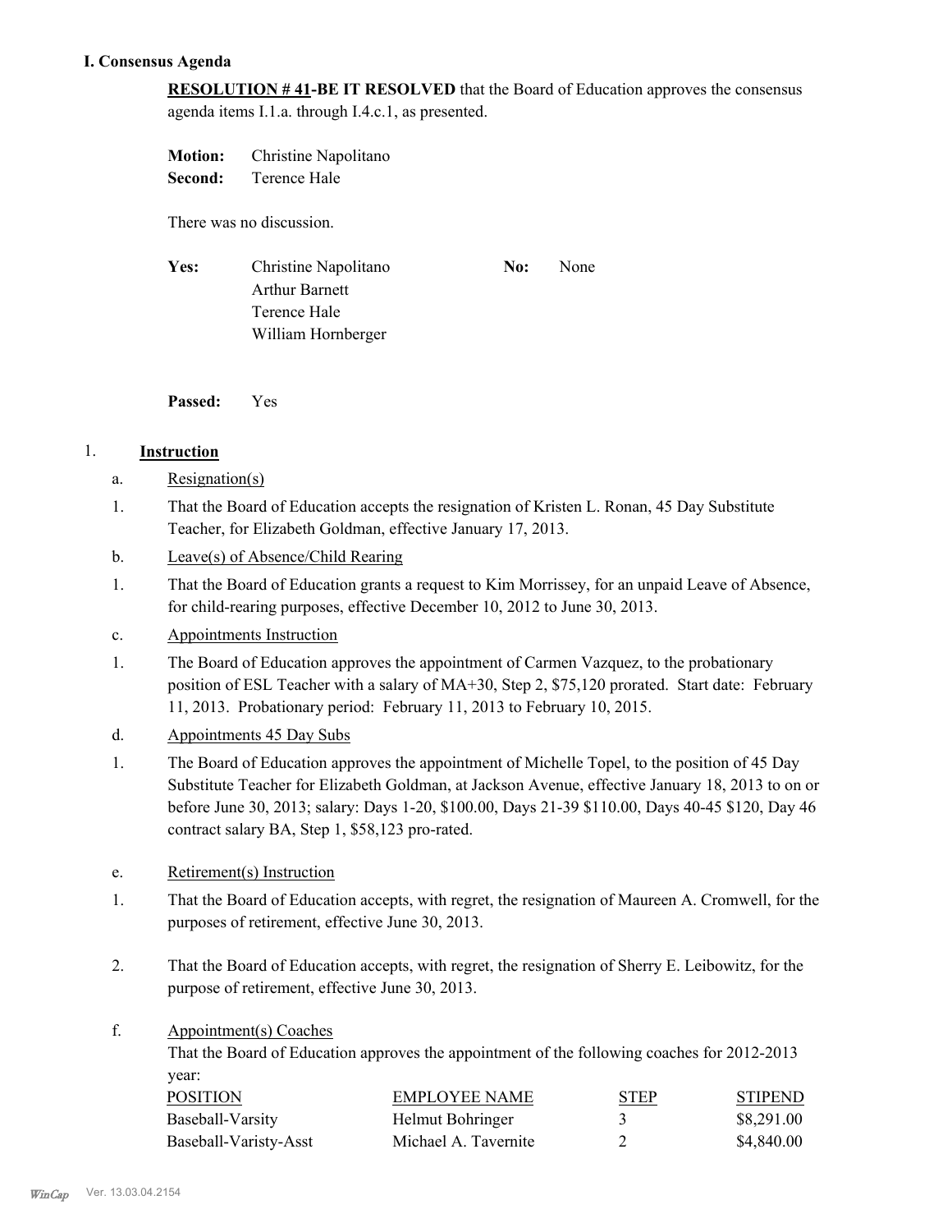## I. Consensus Agenda

**RESOLUTION # 41-BE IT RESOLVED** that the Board of Education approves the consensus agenda items I.1.a. through I.4.c.1, as presented.

**Motion:** Christine Napolitano
**Second:** Terence Hale

There was no discussion.

**Yes:** Christine Napolitano, Arthur Barnett, Terence Hale, William Hornberger
**No:** None

**Passed:** Yes

1. **Instruction**

a. Resignation(s)

1. That the Board of Education accepts the resignation of Kristen L. Ronan, 45 Day Substitute Teacher, for Elizabeth Goldman, effective January 17, 2013.

b. Leave(s) of Absence/Child Rearing

1. That the Board of Education grants a request to Kim Morrissey, for an unpaid Leave of Absence, for child-rearing purposes, effective December 10, 2012 to June 30, 2013.

c. Appointments Instruction

1. The Board of Education approves the appointment of Carmen Vazquez, to the probationary position of ESL Teacher with a salary of MA+30, Step 2, $75,120 prorated. Start date: February 11, 2013. Probationary period: February 11, 2013 to February 10, 2015.

d. Appointments 45 Day Subs

1. The Board of Education approves the appointment of Michelle Topel, to the position of 45 Day Substitute Teacher for Elizabeth Goldman, at Jackson Avenue, effective January 18, 2013 to on or before June 30, 2013; salary: Days 1-20, $100.00, Days 21-39 $110.00, Days 40-45 $120, Day 46 contract salary BA, Step 1, $58,123 pro-rated.

e. Retirement(s) Instruction

1. That the Board of Education accepts, with regret, the resignation of Maureen A. Cromwell, for the purposes of retirement, effective June 30, 2013.

2. That the Board of Education accepts, with regret, the resignation of Sherry E. Leibowitz, for the purpose of retirement, effective June 30, 2013.

f. Appointment(s) Coaches

That the Board of Education approves the appointment of the following coaches for 2012-2013 year:

| POSITION | EMPLOYEE NAME | STEP | STIPEND |
|---|---|---|---|
| Baseball-Varsity | Helmut Bohringer | 3 | $8,291.00 |
| Baseball-Varisty-Asst | Michael A. Tavernite | 2 | $4,840.00 |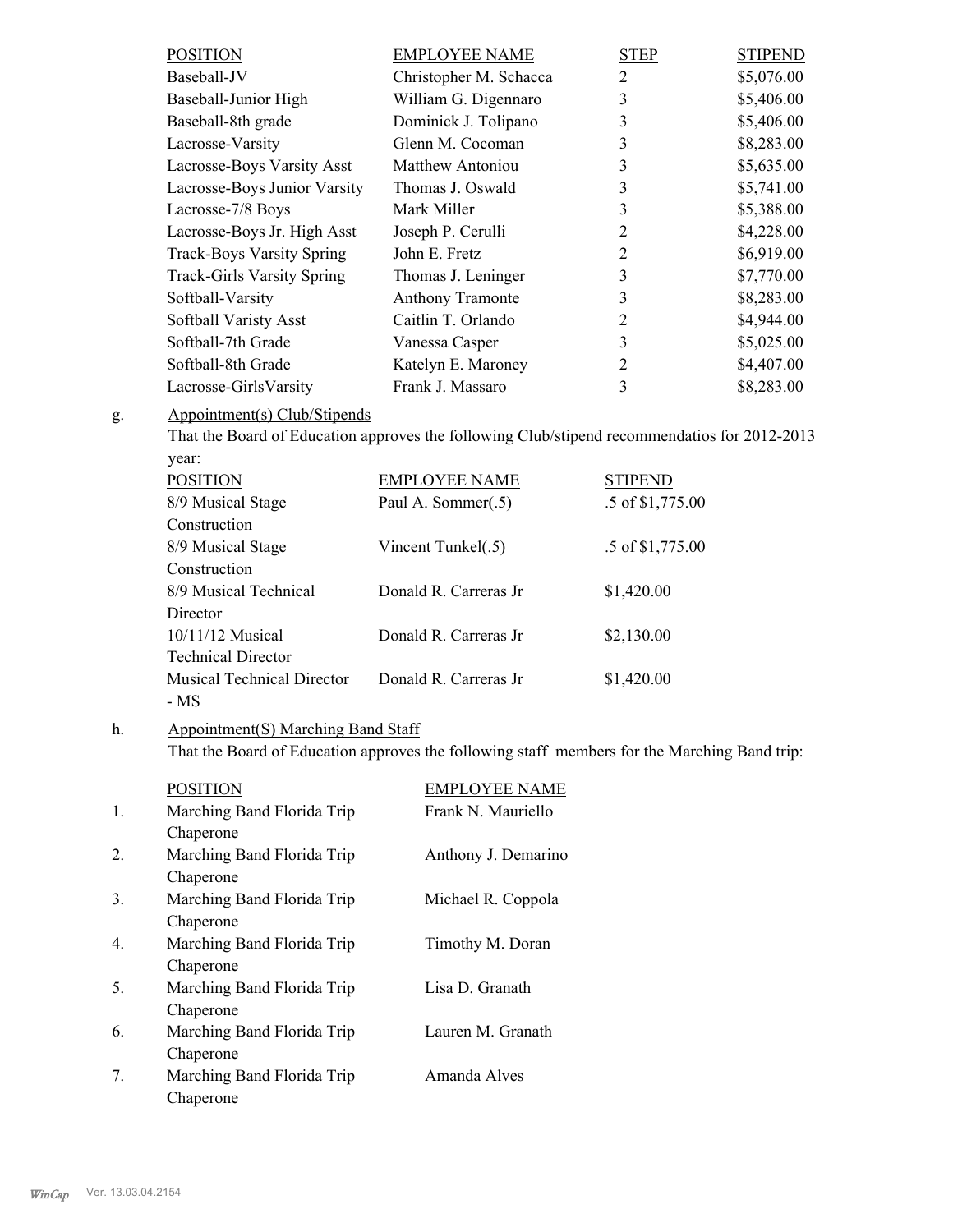| POSITION | EMPLOYEE NAME | STEP | STIPEND |
|---|---|---|---|
| Baseball-JV | Christopher M. Schacca | 2 | $5,076.00 |
| Baseball-Junior High | William G. Digennaro | 3 | $5,406.00 |
| Baseball-8th grade | Dominick J. Tolipano | 3 | $5,406.00 |
| Lacrosse-Varsity | Glenn M. Cocoman | 3 | $8,283.00 |
| Lacrosse-Boys Varsity Asst | Matthew Antoniou | 3 | $5,635.00 |
| Lacrosse-Boys Junior Varsity | Thomas J. Oswald | 3 | $5,741.00 |
| Lacrosse-7/8 Boys | Mark Miller | 3 | $5,388.00 |
| Lacrosse-Boys Jr. High Asst | Joseph P. Cerulli | 2 | $4,228.00 |
| Track-Boys Varsity Spring | John E. Fretz | 2 | $6,919.00 |
| Track-Girls Varsity Spring | Thomas J. Leninger | 3 | $7,770.00 |
| Softball-Varsity | Anthony Tramonte | 3 | $8,283.00 |
| Softball Varisty Asst | Caitlin T. Orlando | 2 | $4,944.00 |
| Softball-7th Grade | Vanessa Casper | 3 | $5,025.00 |
| Softball-8th Grade | Katelyn E. Maroney | 2 | $4,407.00 |
| Lacrosse-GirlsVarsity | Frank J. Massaro | 3 | $8,283.00 |

g. Appointment(s) Club/Stipends

That the Board of Education approves the following Club/stipend recommendatios for 2012-2013 year:

| POSITION | EMPLOYEE NAME | STIPEND |
|---|---|---|
| 8/9 Musical Stage Construction | Paul A. Sommer(.5) | .5 of $1,775.00 |
| 8/9 Musical Stage Construction | Vincent Tunkel(.5) | .5 of $1,775.00 |
| 8/9 Musical Technical Director | Donald R. Carreras Jr | $1,420.00 |
| 10/11/12 Musical Technical Director | Donald R. Carreras Jr | $2,130.00 |
| Musical Technical Director - MS | Donald R. Carreras Jr | $1,420.00 |

h. Appointment(S) Marching Band Staff

That the Board of Education approves the following staff members for the Marching Band trip:

| | POSITION | EMPLOYEE NAME |
|---|---|---|
| 1. | Marching Band Florida Trip Chaperone | Frank N. Mauriello |
| 2. | Marching Band Florida Trip Chaperone | Anthony J. Demarino |
| 3. | Marching Band Florida Trip Chaperone | Michael R. Coppola |
| 4. | Marching Band Florida Trip Chaperone | Timothy M. Doran |
| 5. | Marching Band Florida Trip Chaperone | Lisa D. Granath |
| 6. | Marching Band Florida Trip Chaperone | Lauren M. Granath |
| 7. | Marching Band Florida Trip Chaperone | Amanda Alves |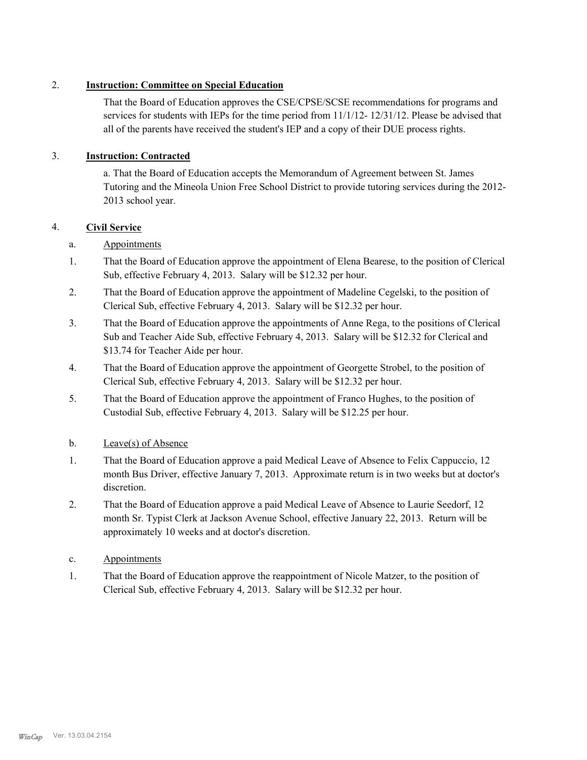2. **Instruction: Committee on Special Education**

That the Board of Education approves the CSE/CPSE/SCSE recommendations for programs and services for students with IEPs for the time period from 11/1/12- 12/31/12. Please be advised that all of the parents have received the student's IEP and a copy of their DUE process rights.

3. **Instruction: Contracted**

a. That the Board of Education accepts the Memorandum of Agreement between St. James Tutoring and the Mineola Union Free School District to provide tutoring services during the 2012-2013 school year.

4. **Civil Service**

a. Appointments

1. That the Board of Education approve the appointment of Elena Bearese, to the position of Clerical Sub, effective February 4, 2013. Salary will be $12.32 per hour.
2. That the Board of Education approve the appointment of Madeline Cegelski, to the position of Clerical Sub, effective February 4, 2013. Salary will be $12.32 per hour.
3. That the Board of Education approve the appointments of Anne Rega, to the positions of Clerical Sub and Teacher Aide Sub, effective February 4, 2013. Salary will be $12.32 for Clerical and $13.74 for Teacher Aide per hour.
4. That the Board of Education approve the appointment of Georgette Strobel, to the position of Clerical Sub, effective February 4, 2013. Salary will be $12.32 per hour.
5. That the Board of Education approve the appointment of Franco Hughes, to the position of Custodial Sub, effective February 4, 2013. Salary will be $12.25 per hour.

b. Leave(s) of Absence

1. That the Board of Education approve a paid Medical Leave of Absence to Felix Cappuccio, 12 month Bus Driver, effective January 7, 2013. Approximate return is in two weeks but at doctor's discretion.
2. That the Board of Education approve a paid Medical Leave of Absence to Laurie Seedorf, 12 month Sr. Typist Clerk at Jackson Avenue School, effective January 22, 2013. Return will be approximately 10 weeks and at doctor's discretion.

c. Appointments

1. That the Board of Education approve the reappointment of Nicole Matzer, to the position of Clerical Sub, effective February 4, 2013. Salary will be $12.32 per hour.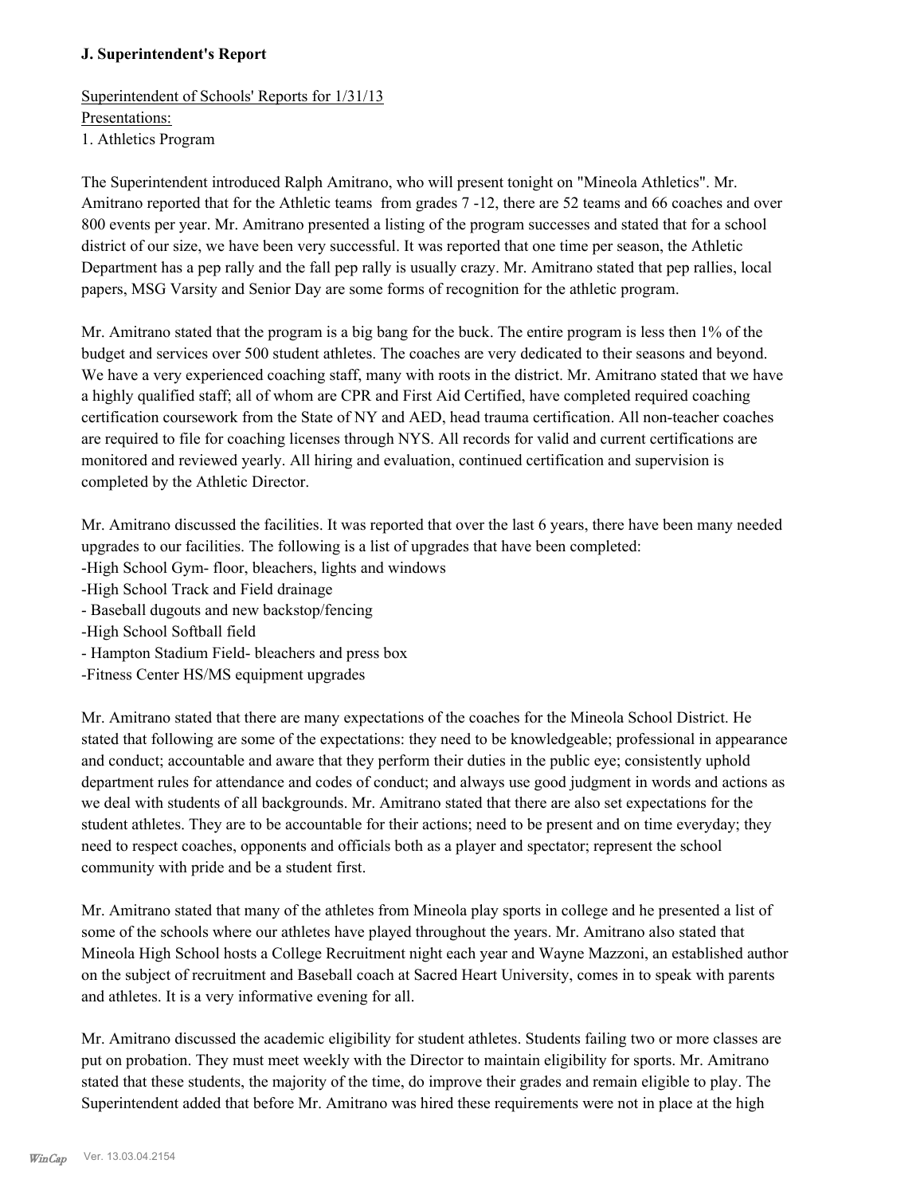**J. Superintendent's Report**

Superintendent of Schools' Reports for 1/31/13
Presentations:
1. Athletics Program

The Superintendent introduced Ralph Amitrano, who will present tonight on "Mineola Athletics". Mr. Amitrano reported that for the Athletic teams from grades 7 -12, there are 52 teams and 66 coaches and over 800 events per year. Mr. Amitrano presented a listing of the program successes and stated that for a school district of our size, we have been very successful. It was reported that one time per season, the Athletic Department has a pep rally and the fall pep rally is usually crazy. Mr. Amitrano stated that pep rallies, local papers, MSG Varsity and Senior Day are some forms of recognition for the athletic program.

Mr. Amitrano stated that the program is a big bang for the buck. The entire program is less then 1% of the budget and services over 500 student athletes. The coaches are very dedicated to their seasons and beyond. We have a very experienced coaching staff, many with roots in the district. Mr. Amitrano stated that we have a highly qualified staff; all of whom are CPR and First Aid Certified, have completed required coaching certification coursework from the State of NY and AED, head trauma certification. All non-teacher coaches are required to file for coaching licenses through NYS. All records for valid and current certifications are monitored and reviewed yearly. All hiring and evaluation, continued certification and supervision is completed by the Athletic Director.

Mr. Amitrano discussed the facilities. It was reported that over the last 6 years, there have been many needed upgrades to our facilities. The following is a list of upgrades that have been completed:
-High School Gym- floor, bleachers, lights and windows
-High School Track and Field drainage
- Baseball dugouts and new backstop/fencing
-High School Softball field
- Hampton Stadium Field- bleachers and press box
-Fitness Center HS/MS equipment upgrades

Mr. Amitrano stated that there are many expectations of the coaches for the Mineola School District. He stated that following are some of the expectations: they need to be knowledgeable; professional in appearance and conduct; accountable and aware that they perform their duties in the public eye; consistently uphold department rules for attendance and codes of conduct; and always use good judgment in words and actions as we deal with students of all backgrounds. Mr. Amitrano stated that there are also set expectations for the student athletes. They are to be accountable for their actions; need to be present and on time everyday; they need to respect coaches, opponents and officials both as a player and spectator; represent the school community with pride and be a student first.

Mr. Amitrano stated that many of the athletes from Mineola play sports in college and he presented a list of some of the schools where our athletes have played throughout the years. Mr. Amitrano also stated that Mineola High School hosts a College Recruitment night each year and Wayne Mazzoni, an established author on the subject of recruitment and Baseball coach at Sacred Heart University, comes in to speak with parents and athletes. It is a very informative evening for all.

Mr. Amitrano discussed the academic eligibility for student athletes. Students failing two or more classes are put on probation. They must meet weekly with the Director to maintain eligibility for sports. Mr. Amitrano stated that these students, the majority of the time, do improve their grades and remain eligible to play. The Superintendent added that before Mr. Amitrano was hired these requirements were not in place at the high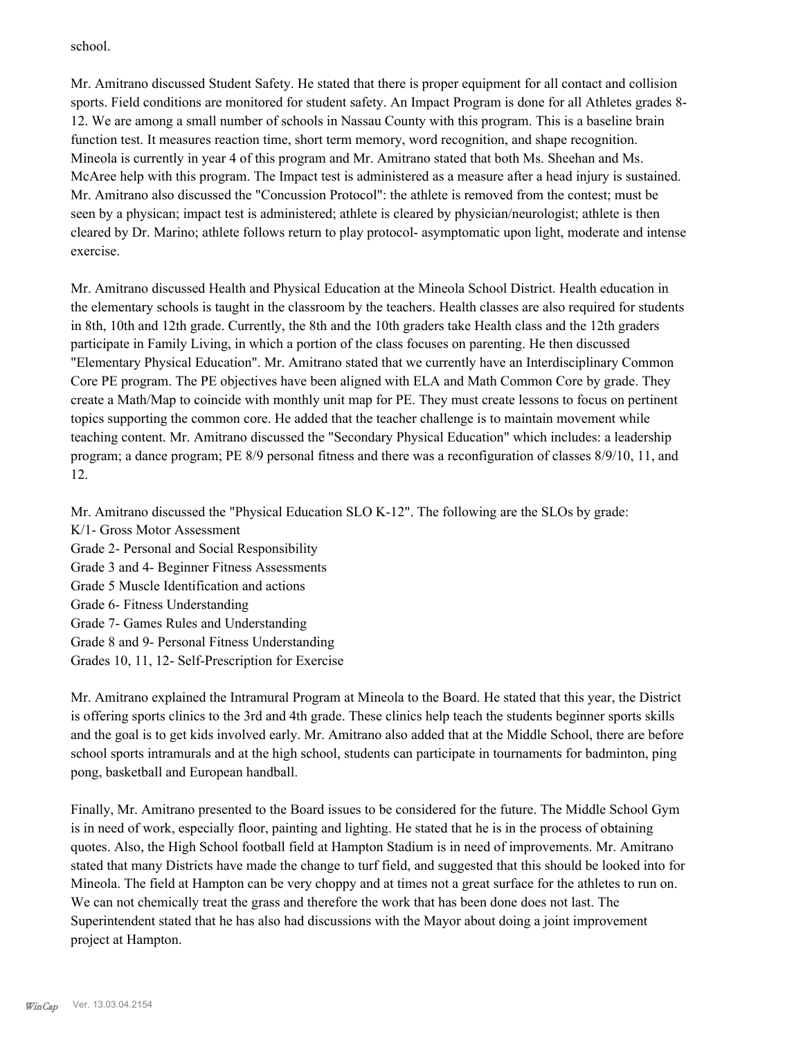school.

Mr. Amitrano discussed Student Safety. He stated that there is proper equipment for all contact and collision sports. Field conditions are monitored for student safety. An Impact Program is done for all Athletes grades 8-12. We are among a small number of schools in Nassau County with this program. This is a baseline brain function test. It measures reaction time, short term memory, word recognition, and shape recognition. Mineola is currently in year 4 of this program and Mr. Amitrano stated that both Ms. Sheehan and Ms. McAree help with this program. The Impact test is administered as a measure after a head injury is sustained. Mr. Amitrano also discussed the "Concussion Protocol": the athlete is removed from the contest; must be seen by a physican; impact test is administered; athlete is cleared by physician/neurologist; athlete is then cleared by Dr. Marino; athlete follows return to play protocol- asymptomatic upon light, moderate and intense exercise.

Mr. Amitrano discussed Health and Physical Education at the Mineola School District. Health education in the elementary schools is taught in the classroom by the teachers. Health classes are also required for students in 8th, 10th and 12th grade. Currently, the 8th and the 10th graders take Health class and the 12th graders participate in Family Living, in which a portion of the class focuses on parenting. He then discussed "Elementary Physical Education". Mr. Amitrano stated that we currently have an Interdisciplinary Common Core PE program. The PE objectives have been aligned with ELA and Math Common Core by grade. They create a Math/Map to coincide with monthly unit map for PE. They must create lessons to focus on pertinent topics supporting the common core. He added that the teacher challenge is to maintain movement while teaching content. Mr. Amitrano discussed the "Secondary Physical Education" which includes: a leadership program; a dance program; PE 8/9 personal fitness and there was a reconfiguration of classes 8/9/10, 11, and 12.

Mr. Amitrano discussed the "Physical Education SLO K-12". The following are the SLOs by grade:
K/1- Gross Motor Assessment
Grade 2- Personal and Social Responsibility
Grade 3 and 4- Beginner Fitness Assessments
Grade 5 Muscle Identification and actions
Grade 6- Fitness Understanding
Grade 7- Games Rules and Understanding
Grade 8 and 9- Personal Fitness Understanding
Grades 10, 11, 12- Self-Prescription for Exercise

Mr. Amitrano explained the Intramural Program at Mineola to the Board. He stated that this year, the District is offering sports clinics to the 3rd and 4th grade. These clinics help teach the students beginner sports skills and the goal is to get kids involved early. Mr. Amitrano also added that at the Middle School, there are before school sports intramurals and at the high school, students can participate in tournaments for badminton, ping pong, basketball and European handball.

Finally, Mr. Amitrano presented to the Board issues to be considered for the future. The Middle School Gym is in need of work, especially floor, painting and lighting. He stated that he is in the process of obtaining quotes. Also, the High School football field at Hampton Stadium is in need of improvements. Mr. Amitrano stated that many Districts have made the change to turf field, and suggested that this should be looked into for Mineola. The field at Hampton can be very choppy and at times not a great surface for the athletes to run on. We can not chemically treat the grass and therefore the work that has been done does not last. The Superintendent stated that he has also had discussions with the Mayor about doing a joint improvement project at Hampton.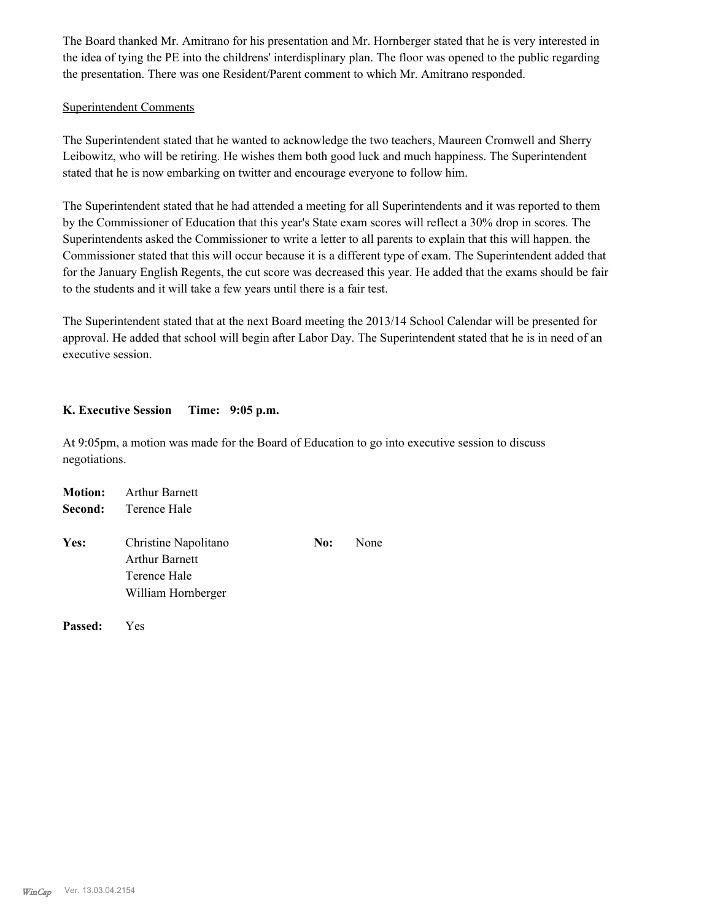The Board thanked Mr. Amitrano for his presentation and Mr. Hornberger stated that he is very interested in the idea of tying the PE into the childrens' interdisplinary plan. The floor was opened to the public regarding the presentation. There was one Resident/Parent comment to which Mr. Amitrano responded.

Superintendent Comments

The Superintendent stated that he wanted to acknowledge the two teachers, Maureen Cromwell and Sherry Leibowitz, who will be retiring. He wishes them both good luck and much happiness. The Superintendent stated that he is now embarking on twitter and encourage everyone to follow him.

The Superintendent stated that he had attended a meeting for all Superintendents and it was reported to them by the Commissioner of Education that this year's State exam scores will reflect a 30% drop in scores. The Superintendents asked the Commissioner to write a letter to all parents to explain that this will happen. the Commissioner stated that this will occur because it is a different type of exam. The Superintendent added that for the January English Regents, the cut score was decreased this year. He added that the exams should be fair to the students and it will take a few years until there is a fair test.

The Superintendent stated that at the next Board meeting the 2013/14 School Calendar will be presented for approval. He added that school will begin after Labor Day. The Superintendent stated that he is in need of an executive session.

**K. Executive Session Time: 9:05 p.m.**

At 9:05pm, a motion was made for the Board of Education to go into executive session to discuss negotiations.

**Motion:** Arthur Barnett
**Second:** Terence Hale

**Yes:** Christine Napolitano, Arthur Barnett, Terence Hale, William Hornberger
**No:** None

**Passed:** Yes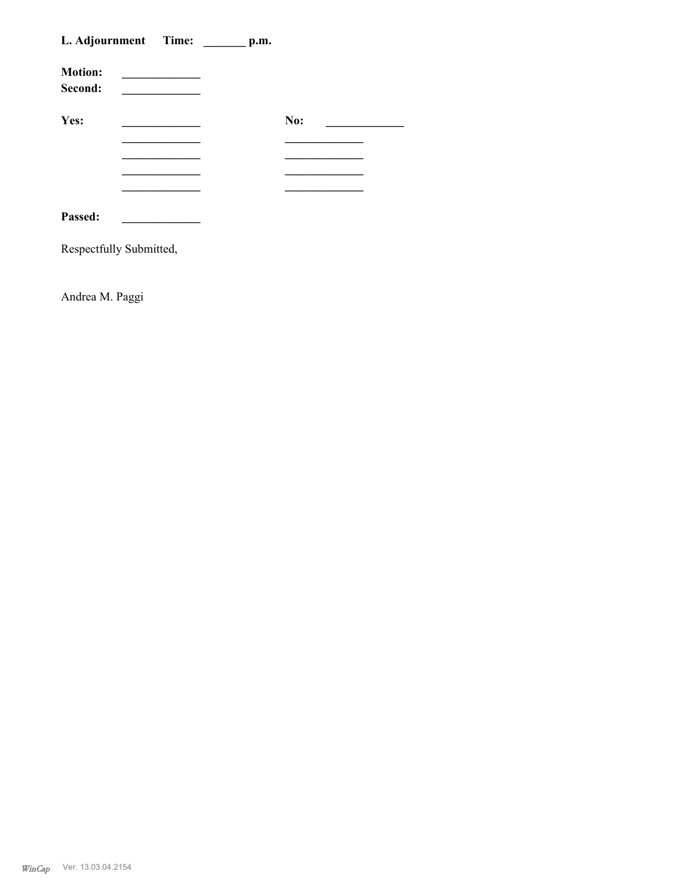**L. Adjournment Time: _______ p.m.**

**Motion:** _____________
**Second:** _____________

| | | | |
|---|---|---|---|
| **Yes:** | _____________ | **No:** | _____________ |
| | _____________ | | _____________ |
| | _____________ | | _____________ |
| | _____________ | | _____________ |
| | _____________ | | _____________ |

**Passed:** _____________

Respectfully Submitted,

Andrea M. Paggi